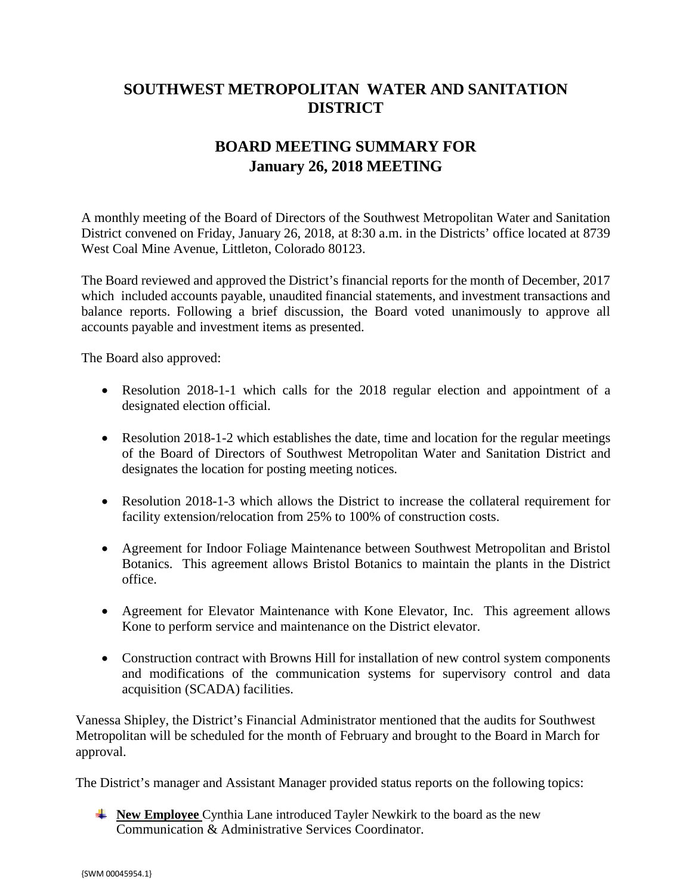# SOUTHWEST METROPOLITAN WATER AND SANITATION DISTRICT

## BOARD MEETING SUMMARY FOR January 26, 2018 MEETING

A monthly meeting of the Board of Directors of the Southwest Metropolitan Water and Sanitation District convened on Friday, January 26, 2018, at 8:30 a.m. in the Districts' office located at 8739 West Coal Mine Avenue, Littleton, Colorado 80123.

The Board reviewed and approved the District's financial reports for the month of December, 2017 which included accounts payable, unaudited financial statements, and investment transactions and balance reports. Following a brief discussion, the Board voted unanimously to approve all accounts payable and investment items as presented.

The Board also approved:

- Resolution 2018-1-1 which calls for the 2018 regular election and appointment of a designated election official.
- Resolution 2018-1-2 which establishes the date, time and location for the regular meetings of the Board of Directors of Southwest Metropolitan Water and Sanitation District and designates the location for posting meeting notices.
- Resolution 2018-1-3 which allows the District to increase the collateral requirement for facility extension/relocation from 25% to 100% of construction costs.
- Agreement for Indoor Foliage Maintenance between Southwest Metropolitan and Bristol Botanics. This agreement allows Bristol Botanics to maintain the plants in the District office.
- Agreement for Elevator Maintenance with Kone Elevator, Inc. This agreement allows Kone to perform service and maintenance on the District elevator.
- Construction contract with Browns Hill for installation of new control system components and modifications of the communication systems for supervisory control and data acquisition (SCADA) facilities.

Vanessa Shipley, the District's Financial Administrator mentioned that the audits for Southwest Metropolitan will be scheduled for the month of February and brought to the Board in March for approval.

The District's manager and Assistant Manager provided status reports on the following topics:

- **New Employee** Cynthia Lane introduced Tayler Newkirk to the board as the new Communication & Administrative Services Coordinator.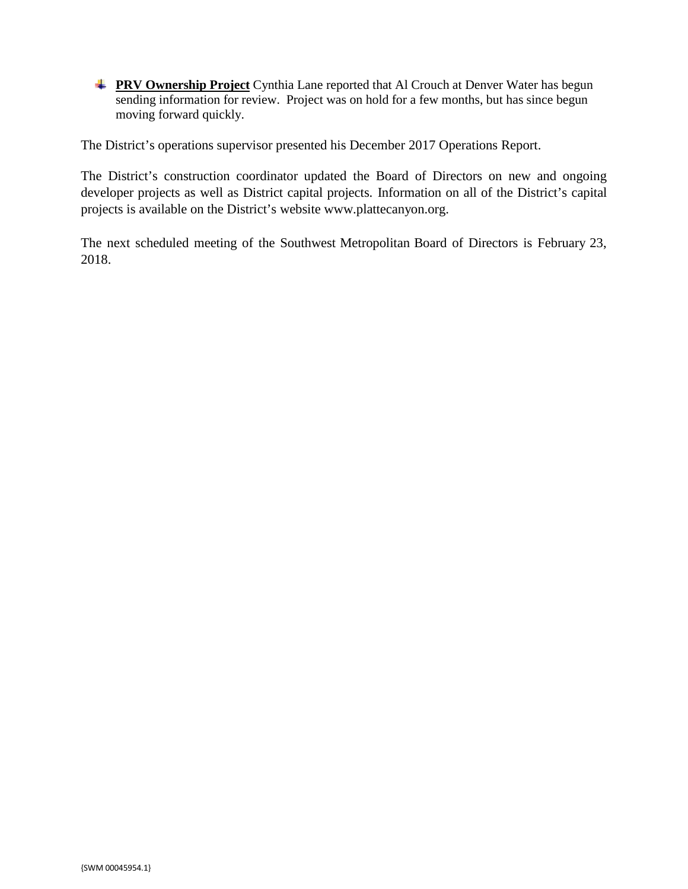- **PRV Ownership Project** Cynthia Lane reported that Al Crouch at Denver Water has begun sending information for review. Project was on hold for a few months, but has since begun moving forward quickly.

The District's operations supervisor presented his December 2017 Operations Report.

The District's construction coordinator updated the Board of Directors on new and ongoing developer projects as well as District capital projects. Information on all of the District's capital projects is available on the District's website www.plattecanyon.org.

The next scheduled meeting of the Southwest Metropolitan Board of Directors is February 23, 2018.